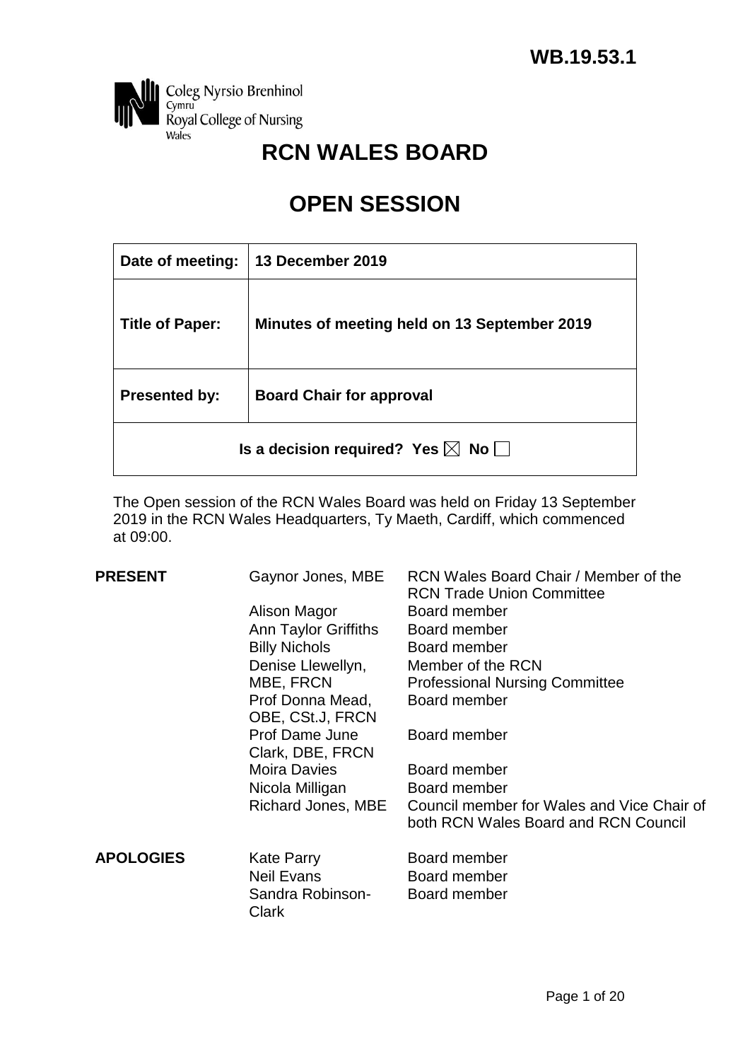**WB.19.53.1**

Coleg Nyrsio Brenhinol Cymru
Royal College of Nursing Wales

# RCN WALES BOARD

# OPEN SESSION

| Date of meeting: | 13 December 2019 |
|---|---|
| Title of Paper: | Minutes of meeting held on 13 September 2019 |
| Presented by: | Board Chair for approval |
| Is a decision required? Yes ☒ No ☐ | |

The Open session of the RCN Wales Board was held on Friday 13 September 2019 in the RCN Wales Headquarters, Ty Maeth, Cardiff, which commenced at 09:00.

| | | |
|---|---|---|
| **PRESENT** | Gaynor Jones, MBE | RCN Wales Board Chair / Member of the RCN Trade Union Committee |
| | Alison Magor | Board member |
| | Ann Taylor Griffiths | Board member |
| | Billy Nichols | Board member |
| | Denise Llewellyn, MBE, FRCN | Member of the RCN Professional Nursing Committee |
| | Prof Donna Mead, OBE, CSt.J, FRCN | Board member |
| | Prof Dame June Clark, DBE, FRCN | Board member |
| | Moira Davies | Board member |
| | Nicola Milligan | Board member |
| | Richard Jones, MBE | Council member for Wales and Vice Chair of both RCN Wales Board and RCN Council |
| **APOLOGIES** | Kate Parry | Board member |
| | Neil Evans | Board member |
| | Sandra Robinson-Clark | Board member |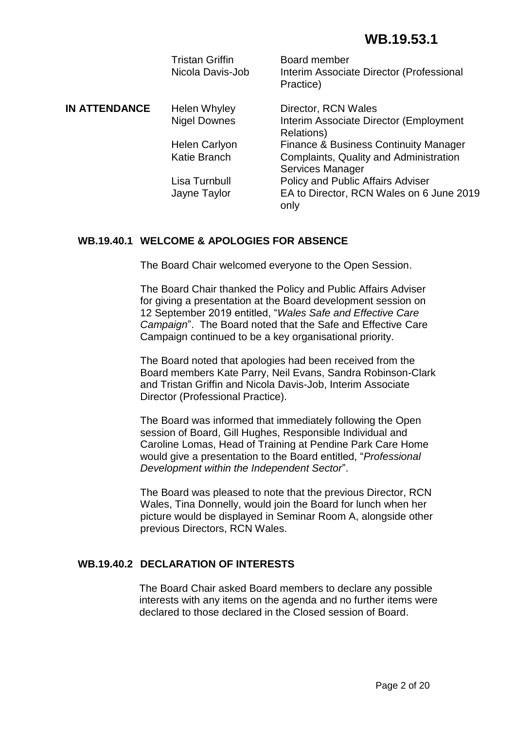| | | |
|---|---|---|
| | Tristan Griffin | Board member |
| | Nicola Davis-Job | Interim Associate Director (Professional Practice) |
| **IN ATTENDANCE** | Helen Whyley | Director, RCN Wales |
| | Nigel Downes | Interim Associate Director (Employment Relations) |
| | Helen Carlyon | Finance & Business Continuity Manager |
| | Katie Branch | Complaints, Quality and Administration Services Manager |
| | Lisa Turnbull | Policy and Public Affairs Adviser |
| | Jayne Taylor | EA to Director, RCN Wales on 6 June 2019 only |

## WB.19.40.1 WELCOME & APOLOGIES FOR ABSENCE

The Board Chair welcomed everyone to the Open Session.

The Board Chair thanked the Policy and Public Affairs Adviser for giving a presentation at the Board development session on 12 September 2019 entitled, "*Wales Safe and Effective Care Campaign*". The Board noted that the Safe and Effective Care Campaign continued to be a key organisational priority.

The Board noted that apologies had been received from the Board members Kate Parry, Neil Evans, Sandra Robinson-Clark and Tristan Griffin and Nicola Davis-Job, Interim Associate Director (Professional Practice).

The Board was informed that immediately following the Open session of Board, Gill Hughes, Responsible Individual and Caroline Lomas, Head of Training at Pendine Park Care Home would give a presentation to the Board entitled, "*Professional Development within the Independent Sector*".

The Board was pleased to note that the previous Director, RCN Wales, Tina Donnelly, would join the Board for lunch when her picture would be displayed in Seminar Room A, alongside other previous Directors, RCN Wales.

## WB.19.40.2 DECLARATION OF INTERESTS

The Board Chair asked Board members to declare any possible interests with any items on the agenda and no further items were declared to those declared in the Closed session of Board.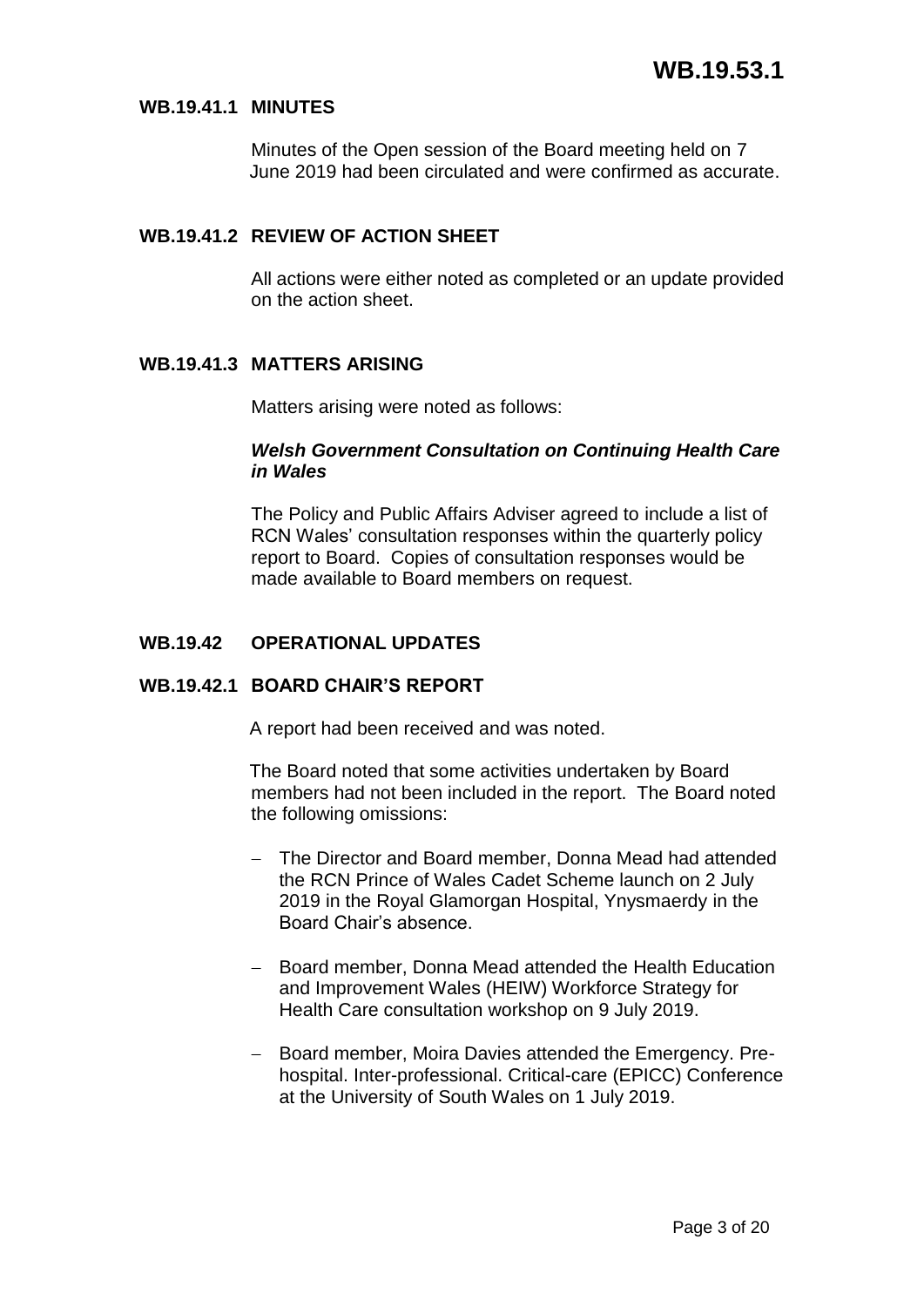# WB.19.53.1

### WB.19.41.1 MINUTES

Minutes of the Open session of the Board meeting held on 7 June 2019 had been circulated and were confirmed as accurate.

### WB.19.41.2 REVIEW OF ACTION SHEET

All actions were either noted as completed or an update provided on the action sheet.

### WB.19.41.3 MATTERS ARISING

Matters arising were noted as follows:

***Welsh Government Consultation on Continuing Health Care in Wales***

The Policy and Public Affairs Adviser agreed to include a list of RCN Wales' consultation responses within the quarterly policy report to Board. Copies of consultation responses would be made available to Board members on request.

## WB.19.42 OPERATIONAL UPDATES

### WB.19.42.1 BOARD CHAIR'S REPORT

A report had been received and was noted.

The Board noted that some activities undertaken by Board members had not been included in the report. The Board noted the following omissions:

- The Director and Board member, Donna Mead had attended the RCN Prince of Wales Cadet Scheme launch on 2 July 2019 in the Royal Glamorgan Hospital, Ynysmaerdy in the Board Chair's absence.
- Board member, Donna Mead attended the Health Education and Improvement Wales (HEIW) Workforce Strategy for Health Care consultation workshop on 9 July 2019.
- Board member, Moira Davies attended the Emergency. Pre-hospital. Inter-professional. Critical-care (EPICC) Conference at the University of South Wales on 1 July 2019.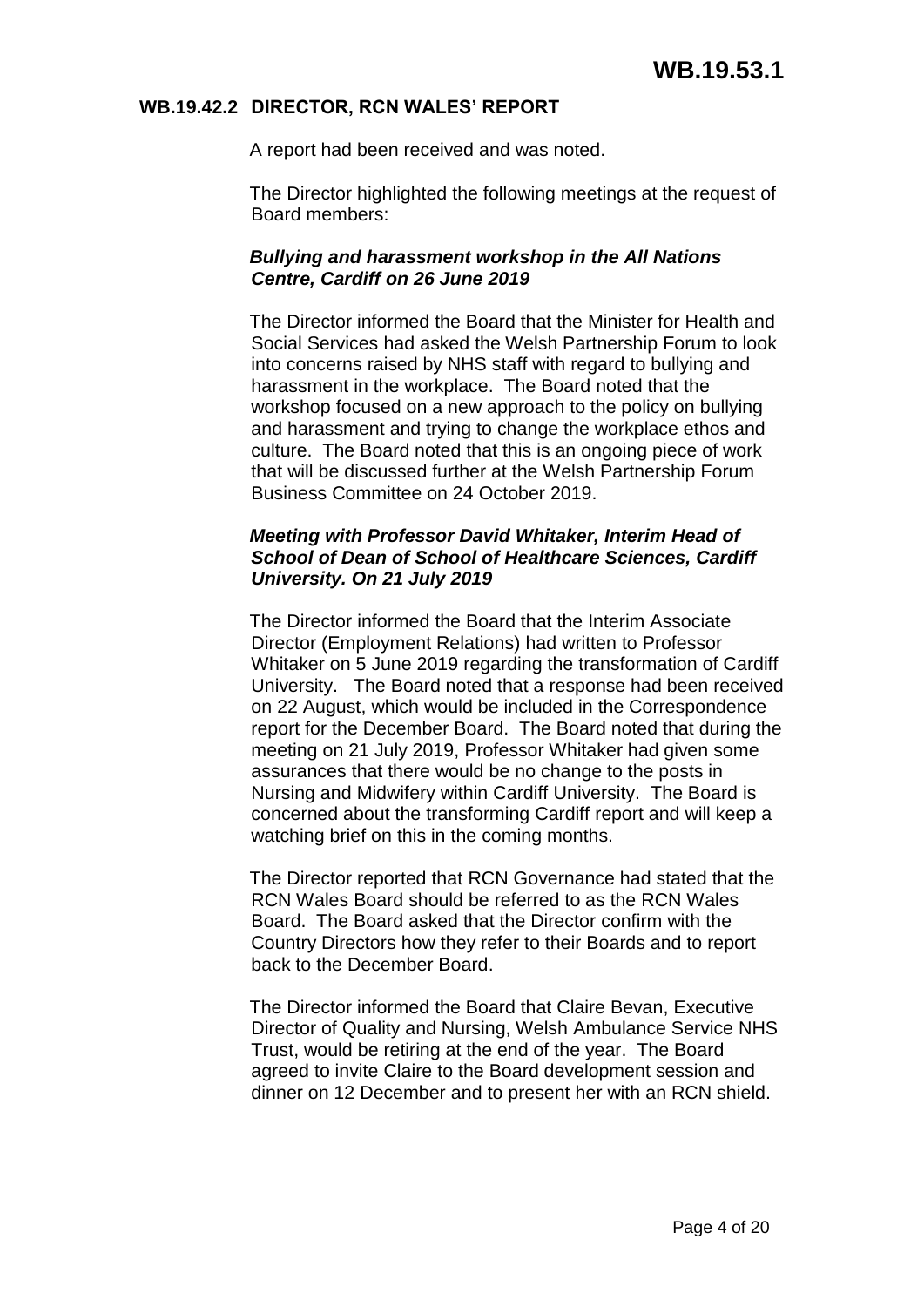# WB.19.53.1

## WB.19.42.2 DIRECTOR, RCN WALES' REPORT

A report had been received and was noted.

The Director highlighted the following meetings at the request of Board members:

***Bullying and harassment workshop in the All Nations Centre, Cardiff on 26 June 2019***

The Director informed the Board that the Minister for Health and Social Services had asked the Welsh Partnership Forum to look into concerns raised by NHS staff with regard to bullying and harassment in the workplace. The Board noted that the workshop focused on a new approach to the policy on bullying and harassment and trying to change the workplace ethos and culture. The Board noted that this is an ongoing piece of work that will be discussed further at the Welsh Partnership Forum Business Committee on 24 October 2019.

***Meeting with Professor David Whitaker, Interim Head of School of Dean of School of Healthcare Sciences, Cardiff University. On 21 July 2019***

The Director informed the Board that the Interim Associate Director (Employment Relations) had written to Professor Whitaker on 5 June 2019 regarding the transformation of Cardiff University. The Board noted that a response had been received on 22 August, which would be included in the Correspondence report for the December Board. The Board noted that during the meeting on 21 July 2019, Professor Whitaker had given some assurances that there would be no change to the posts in Nursing and Midwifery within Cardiff University. The Board is concerned about the transforming Cardiff report and will keep a watching brief on this in the coming months.

The Director reported that RCN Governance had stated that the RCN Wales Board should be referred to as the RCN Wales Board. The Board asked that the Director confirm with the Country Directors how they refer to their Boards and to report back to the December Board.

The Director informed the Board that Claire Bevan, Executive Director of Quality and Nursing, Welsh Ambulance Service NHS Trust, would be retiring at the end of the year. The Board agreed to invite Claire to the Board development session and dinner on 12 December and to present her with an RCN shield.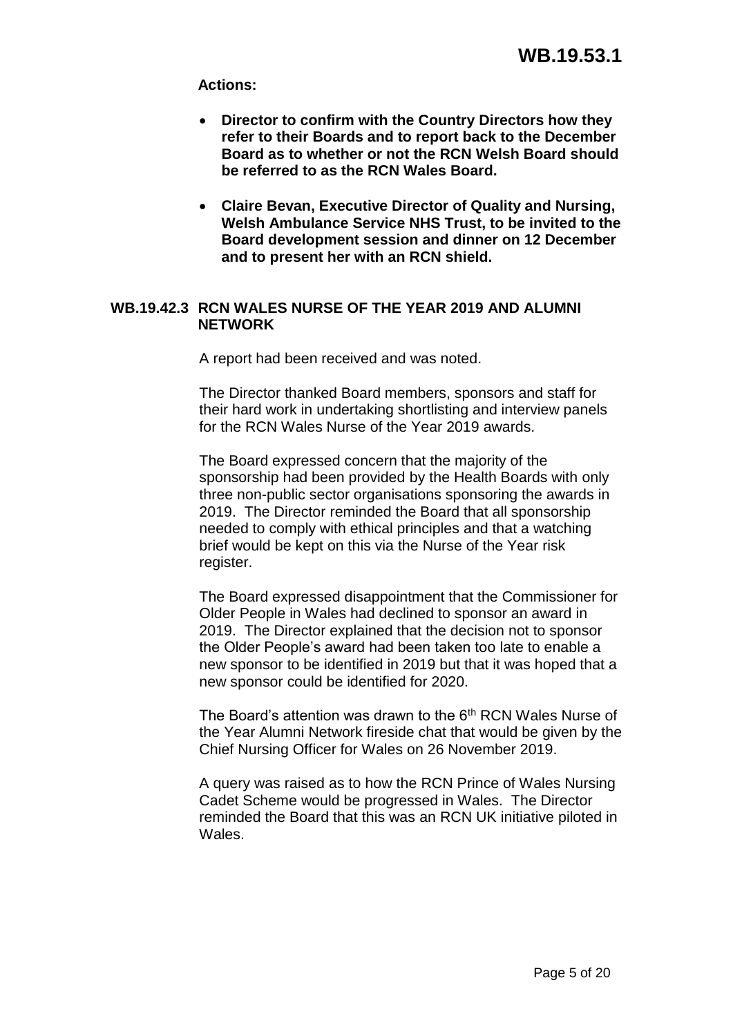**Actions:**

- **Director to confirm with the Country Directors how they refer to their Boards and to report back to the December Board as to whether or not the RCN Welsh Board should be referred to as the RCN Wales Board.**

- **Claire Bevan, Executive Director of Quality and Nursing, Welsh Ambulance Service NHS Trust, to be invited to the Board development session and dinner on 12 December and to present her with an RCN shield.**

### WB.19.42.3 RCN WALES NURSE OF THE YEAR 2019 AND ALUMNI NETWORK

A report had been received and was noted.

The Director thanked Board members, sponsors and staff for their hard work in undertaking shortlisting and interview panels for the RCN Wales Nurse of the Year 2019 awards.

The Board expressed concern that the majority of the sponsorship had been provided by the Health Boards with only three non-public sector organisations sponsoring the awards in 2019. The Director reminded the Board that all sponsorship needed to comply with ethical principles and that a watching brief would be kept on this via the Nurse of the Year risk register.

The Board expressed disappointment that the Commissioner for Older People in Wales had declined to sponsor an award in 2019. The Director explained that the decision not to sponsor the Older People's award had been taken too late to enable a new sponsor to be identified in 2019 but that it was hoped that a new sponsor could be identified for 2020.

The Board's attention was drawn to the 6th RCN Wales Nurse of the Year Alumni Network fireside chat that would be given by the Chief Nursing Officer for Wales on 26 November 2019.

A query was raised as to how the RCN Prince of Wales Nursing Cadet Scheme would be progressed in Wales. The Director reminded the Board that this was an RCN UK initiative piloted in Wales.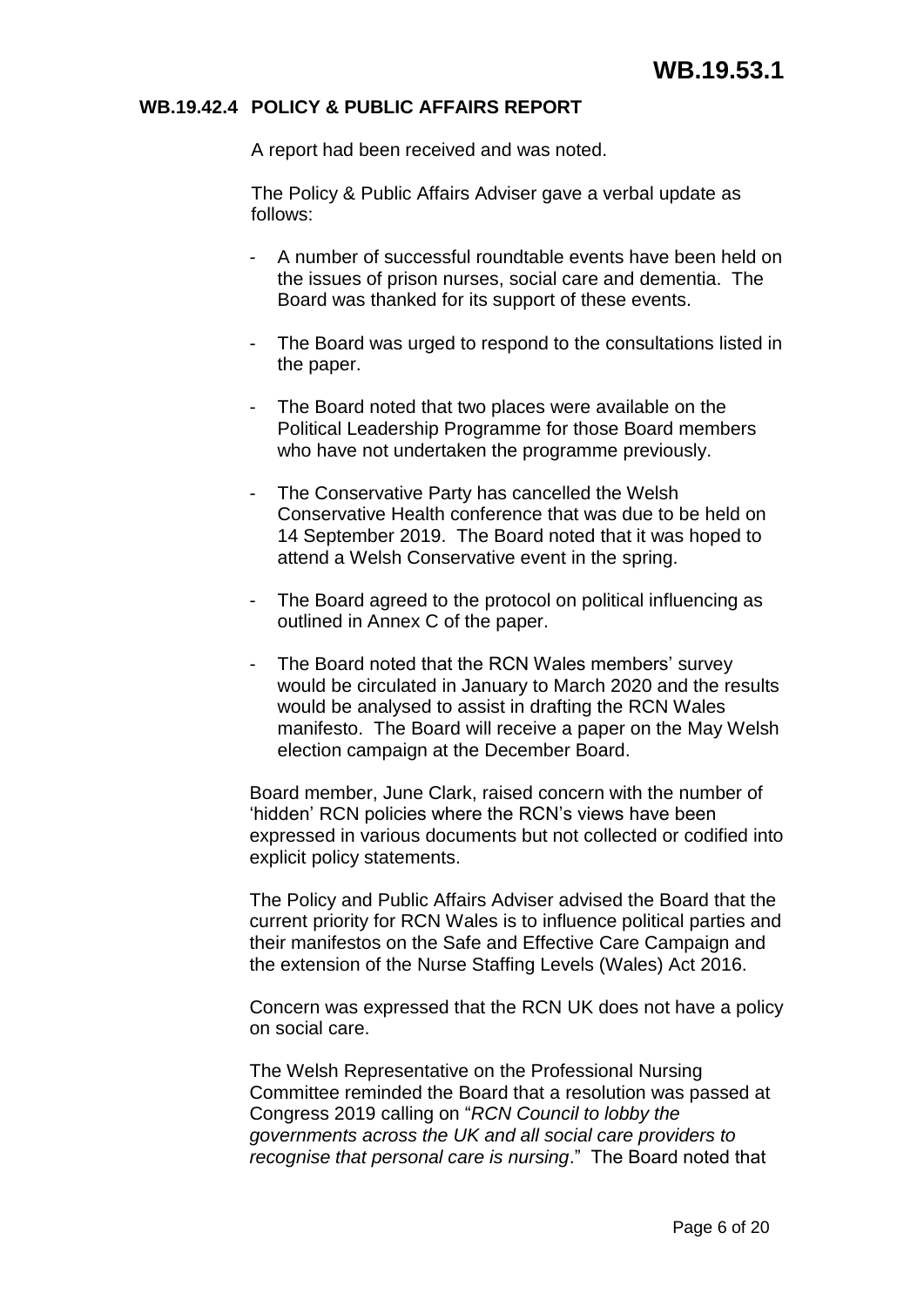**WB.19.53.1**

### WB.19.42.4 POLICY & PUBLIC AFFAIRS REPORT

A report had been received and was noted.

The Policy & Public Affairs Adviser gave a verbal update as follows:

- A number of successful roundtable events have been held on the issues of prison nurses, social care and dementia. The Board was thanked for its support of these events.
- The Board was urged to respond to the consultations listed in the paper.
- The Board noted that two places were available on the Political Leadership Programme for those Board members who have not undertaken the programme previously.
- The Conservative Party has cancelled the Welsh Conservative Health conference that was due to be held on 14 September 2019. The Board noted that it was hoped to attend a Welsh Conservative event in the spring.
- The Board agreed to the protocol on political influencing as outlined in Annex C of the paper.
- The Board noted that the RCN Wales members' survey would be circulated in January to March 2020 and the results would be analysed to assist in drafting the RCN Wales manifesto. The Board will receive a paper on the May Welsh election campaign at the December Board.

Board member, June Clark, raised concern with the number of 'hidden' RCN policies where the RCN's views have been expressed in various documents but not collected or codified into explicit policy statements.

The Policy and Public Affairs Adviser advised the Board that the current priority for RCN Wales is to influence political parties and their manifestos on the Safe and Effective Care Campaign and the extension of the Nurse Staffing Levels (Wales) Act 2016.

Concern was expressed that the RCN UK does not have a policy on social care.

The Welsh Representative on the Professional Nursing Committee reminded the Board that a resolution was passed at Congress 2019 calling on "*RCN Council to lobby the governments across the UK and all social care providers to recognise that personal care is nursing*." The Board noted that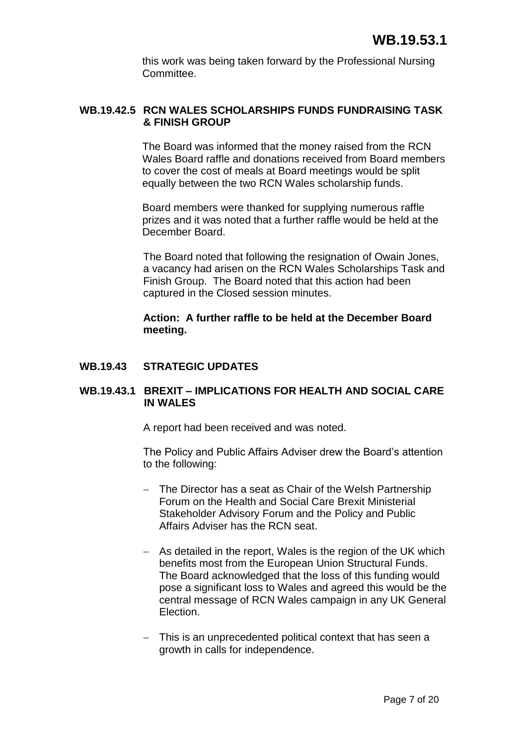this work was being taken forward by the Professional Nursing Committee.

### WB.19.42.5 RCN WALES SCHOLARSHIPS FUNDS FUNDRAISING TASK & FINISH GROUP

The Board was informed that the money raised from the RCN Wales Board raffle and donations received from Board members to cover the cost of meals at Board meetings would be split equally between the two RCN Wales scholarship funds.

Board members were thanked for supplying numerous raffle prizes and it was noted that a further raffle would be held at the December Board.

The Board noted that following the resignation of Owain Jones, a vacancy had arisen on the RCN Wales Scholarships Task and Finish Group. The Board noted that this action had been captured in the Closed session minutes.

**Action: A further raffle to be held at the December Board meeting.**

## WB.19.43 STRATEGIC UPDATES

### WB.19.43.1 BREXIT – IMPLICATIONS FOR HEALTH AND SOCIAL CARE IN WALES

A report had been received and was noted.

The Policy and Public Affairs Adviser drew the Board's attention to the following:

- The Director has a seat as Chair of the Welsh Partnership Forum on the Health and Social Care Brexit Ministerial Stakeholder Advisory Forum and the Policy and Public Affairs Adviser has the RCN seat.

- As detailed in the report, Wales is the region of the UK which benefits most from the European Union Structural Funds. The Board acknowledged that the loss of this funding would pose a significant loss to Wales and agreed this would be the central message of RCN Wales campaign in any UK General Election.

- This is an unprecedented political context that has seen a growth in calls for independence.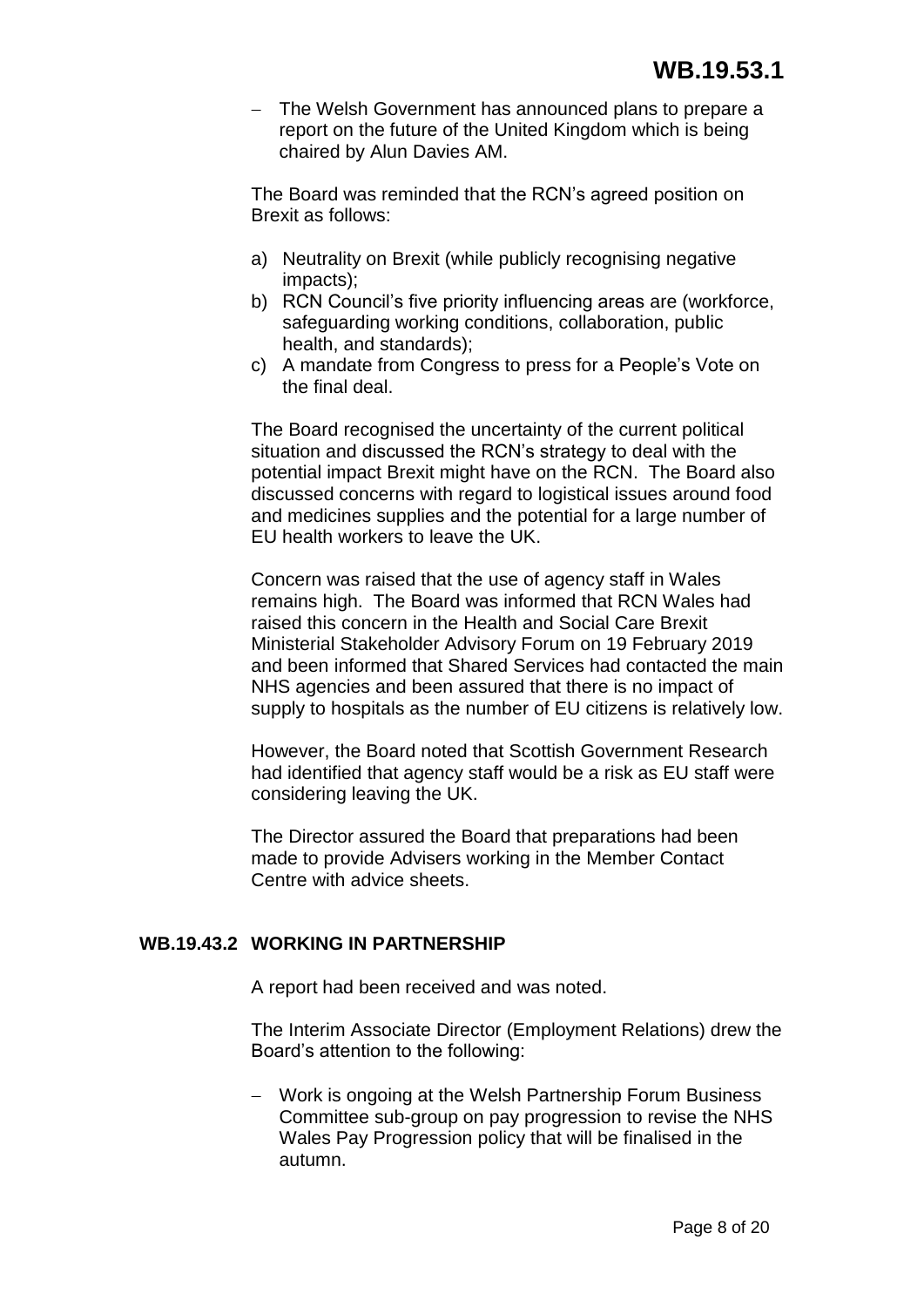- The Welsh Government has announced plans to prepare a report on the future of the United Kingdom which is being chaired by Alun Davies AM.

The Board was reminded that the RCN's agreed position on Brexit as follows:

a) Neutrality on Brexit (while publicly recognising negative impacts);
b) RCN Council's five priority influencing areas are (workforce, safeguarding working conditions, collaboration, public health, and standards);
c) A mandate from Congress to press for a People's Vote on the final deal.

The Board recognised the uncertainty of the current political situation and discussed the RCN's strategy to deal with the potential impact Brexit might have on the RCN. The Board also discussed concerns with regard to logistical issues around food and medicines supplies and the potential for a large number of EU health workers to leave the UK.

Concern was raised that the use of agency staff in Wales remains high. The Board was informed that RCN Wales had raised this concern in the Health and Social Care Brexit Ministerial Stakeholder Advisory Forum on 19 February 2019 and been informed that Shared Services had contacted the main NHS agencies and been assured that there is no impact of supply to hospitals as the number of EU citizens is relatively low.

However, the Board noted that Scottish Government Research had identified that agency staff would be a risk as EU staff were considering leaving the UK.

The Director assured the Board that preparations had been made to provide Advisers working in the Member Contact Centre with advice sheets.

## WB.19.43.2 WORKING IN PARTNERSHIP

A report had been received and was noted.

The Interim Associate Director (Employment Relations) drew the Board's attention to the following:

- Work is ongoing at the Welsh Partnership Forum Business Committee sub-group on pay progression to revise the NHS Wales Pay Progression policy that will be finalised in the autumn.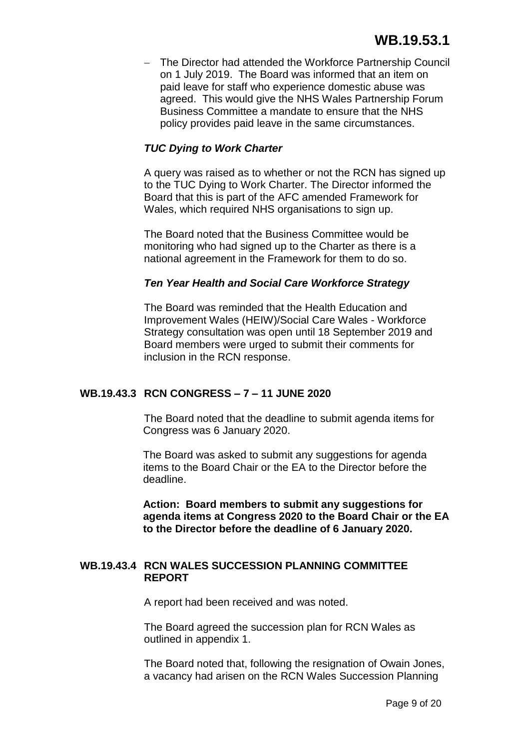- The Director had attended the Workforce Partnership Council on 1 July 2019. The Board was informed that an item on paid leave for staff who experience domestic abuse was agreed. This would give the NHS Wales Partnership Forum Business Committee a mandate to ensure that the NHS policy provides paid leave in the same circumstances.

***TUC Dying to Work Charter***

A query was raised as to whether or not the RCN has signed up to the TUC Dying to Work Charter. The Director informed the Board that this is part of the AFC amended Framework for Wales, which required NHS organisations to sign up.

The Board noted that the Business Committee would be monitoring who had signed up to the Charter as there is a national agreement in the Framework for them to do so.

***Ten Year Health and Social Care Workforce Strategy***

The Board was reminded that the Health Education and Improvement Wales (HEIW)/Social Care Wales - Workforce Strategy consultation was open until 18 September 2019 and Board members were urged to submit their comments for inclusion in the RCN response.

## WB.19.43.3 RCN CONGRESS – 7 – 11 JUNE 2020

The Board noted that the deadline to submit agenda items for Congress was 6 January 2020.

The Board was asked to submit any suggestions for agenda items to the Board Chair or the EA to the Director before the deadline.

**Action: Board members to submit any suggestions for agenda items at Congress 2020 to the Board Chair or the EA to the Director before the deadline of 6 January 2020.**

## WB.19.43.4 RCN WALES SUCCESSION PLANNING COMMITTEE REPORT

A report had been received and was noted.

The Board agreed the succession plan for RCN Wales as outlined in appendix 1.

The Board noted that, following the resignation of Owain Jones, a vacancy had arisen on the RCN Wales Succession Planning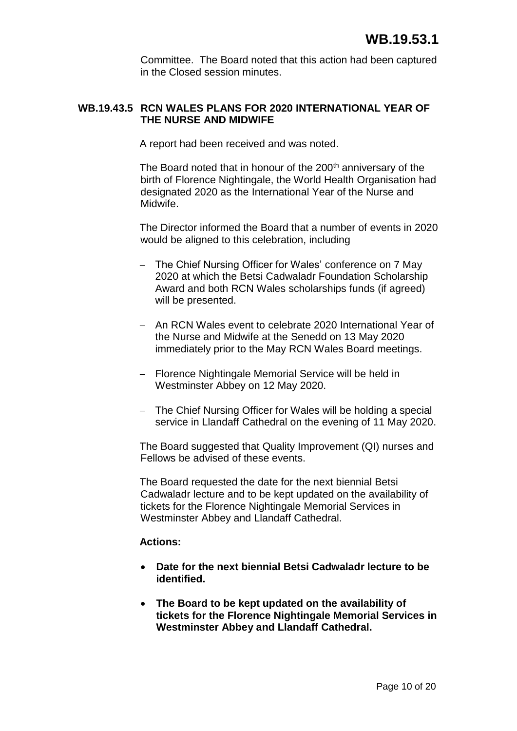Committee. The Board noted that this action had been captured in the Closed session minutes.

### WB.19.43.5 RCN WALES PLANS FOR 2020 INTERNATIONAL YEAR OF THE NURSE AND MIDWIFE

A report had been received and was noted.

The Board noted that in honour of the 200th anniversary of the birth of Florence Nightingale, the World Health Organisation had designated 2020 as the International Year of the Nurse and Midwife.

The Director informed the Board that a number of events in 2020 would be aligned to this celebration, including

- The Chief Nursing Officer for Wales' conference on 7 May 2020 at which the Betsi Cadwaladr Foundation Scholarship Award and both RCN Wales scholarships funds (if agreed) will be presented.
- An RCN Wales event to celebrate 2020 International Year of the Nurse and Midwife at the Senedd on 13 May 2020 immediately prior to the May RCN Wales Board meetings.
- Florence Nightingale Memorial Service will be held in Westminster Abbey on 12 May 2020.
- The Chief Nursing Officer for Wales will be holding a special service in Llandaff Cathedral on the evening of 11 May 2020.

The Board suggested that Quality Improvement (QI) nurses and Fellows be advised of these events.

The Board requested the date for the next biennial Betsi Cadwaladr lecture and to be kept updated on the availability of tickets for the Florence Nightingale Memorial Services in Westminster Abbey and Llandaff Cathedral.

**Actions:**

- **Date for the next biennial Betsi Cadwaladr lecture to be identified.**
- **The Board to be kept updated on the availability of tickets for the Florence Nightingale Memorial Services in Westminster Abbey and Llandaff Cathedral.**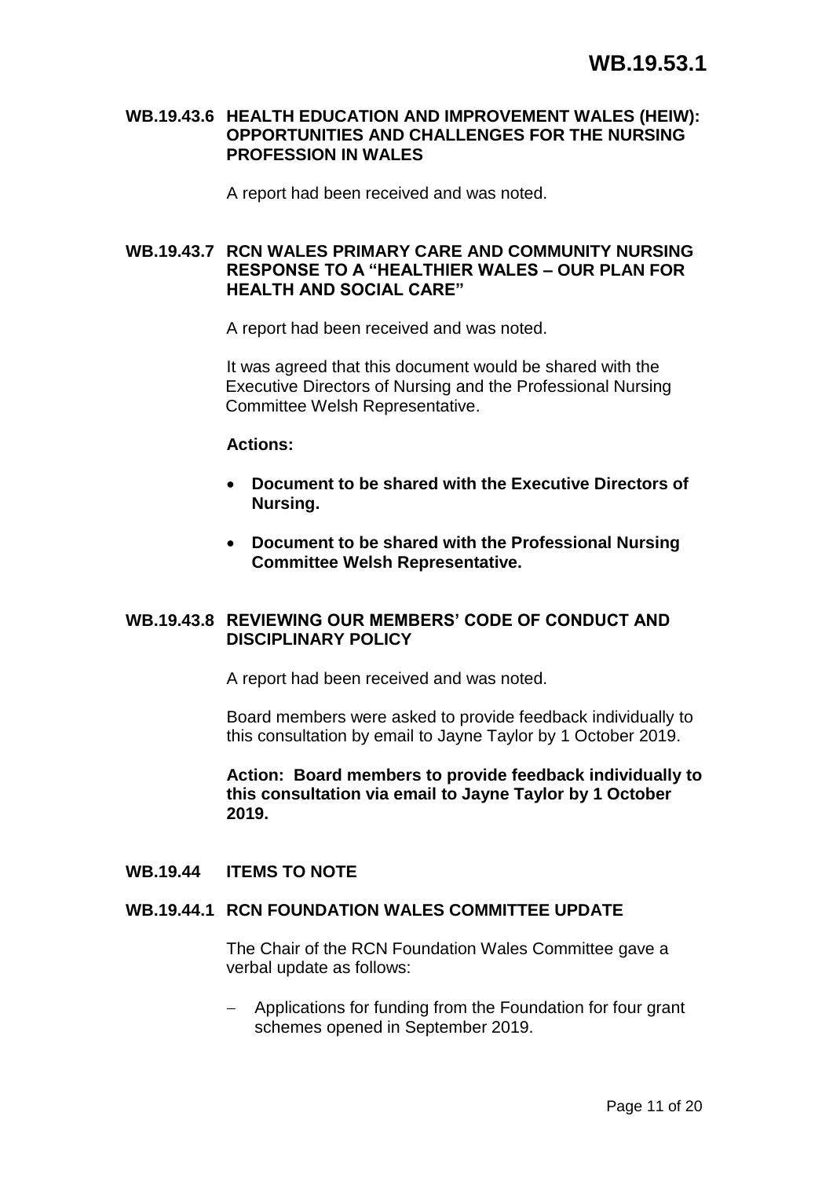# WB.19.53.1

### WB.19.43.6 HEALTH EDUCATION AND IMPROVEMENT WALES (HEIW): OPPORTUNITIES AND CHALLENGES FOR THE NURSING PROFESSION IN WALES

A report had been received and was noted.

### WB.19.43.7 RCN WALES PRIMARY CARE AND COMMUNITY NURSING RESPONSE TO A "HEALTHIER WALES – OUR PLAN FOR HEALTH AND SOCIAL CARE"

A report had been received and was noted.

It was agreed that this document would be shared with the Executive Directors of Nursing and the Professional Nursing Committee Welsh Representative.

**Actions:**

- **Document to be shared with the Executive Directors of Nursing.**
- **Document to be shared with the Professional Nursing Committee Welsh Representative.**

### WB.19.43.8 REVIEWING OUR MEMBERS' CODE OF CONDUCT AND DISCIPLINARY POLICY

A report had been received and was noted.

Board members were asked to provide feedback individually to this consultation by email to Jayne Taylor by 1 October 2019.

**Action: Board members to provide feedback individually to this consultation via email to Jayne Taylor by 1 October 2019.**

## WB.19.44 ITEMS TO NOTE

### WB.19.44.1 RCN FOUNDATION WALES COMMITTEE UPDATE

The Chair of the RCN Foundation Wales Committee gave a verbal update as follows:

- Applications for funding from the Foundation for four grant schemes opened in September 2019.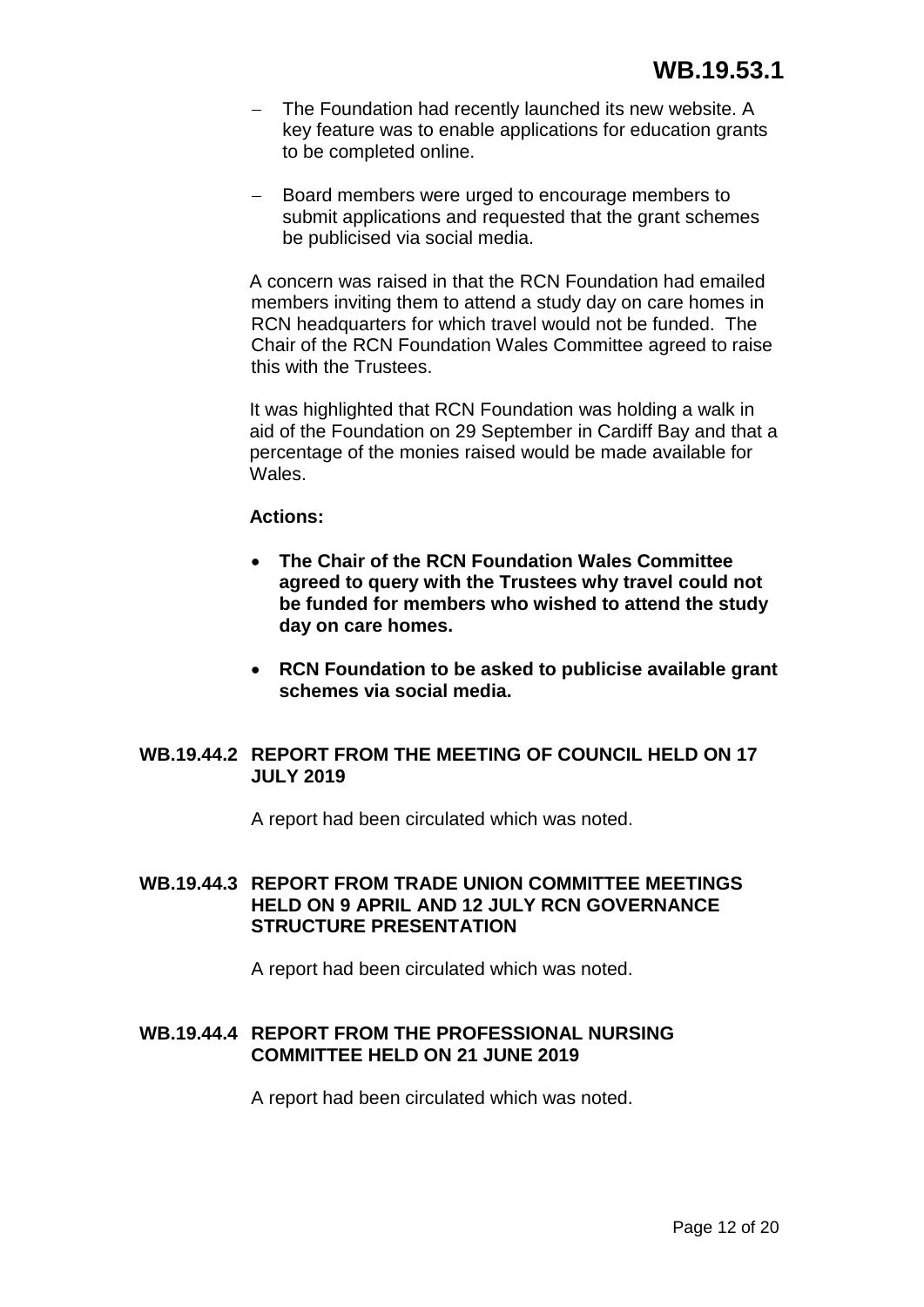- The Foundation had recently launched its new website. A key feature was to enable applications for education grants to be completed online.

- Board members were urged to encourage members to submit applications and requested that the grant schemes be publicised via social media.

A concern was raised in that the RCN Foundation had emailed members inviting them to attend a study day on care homes in RCN headquarters for which travel would not be funded. The Chair of the RCN Foundation Wales Committee agreed to raise this with the Trustees.

It was highlighted that RCN Foundation was holding a walk in aid of the Foundation on 29 September in Cardiff Bay and that a percentage of the monies raised would be made available for Wales.

**Actions:**

- **The Chair of the RCN Foundation Wales Committee agreed to query with the Trustees why travel could not be funded for members who wished to attend the study day on care homes.**
- **RCN Foundation to be asked to publicise available grant schemes via social media.**

### WB.19.44.2 REPORT FROM THE MEETING OF COUNCIL HELD ON 17 JULY 2019

A report had been circulated which was noted.

### WB.19.44.3 REPORT FROM TRADE UNION COMMITTEE MEETINGS HELD ON 9 APRIL AND 12 JULY RCN GOVERNANCE STRUCTURE PRESENTATION

A report had been circulated which was noted.

### WB.19.44.4 REPORT FROM THE PROFESSIONAL NURSING COMMITTEE HELD ON 21 JUNE 2019

A report had been circulated which was noted.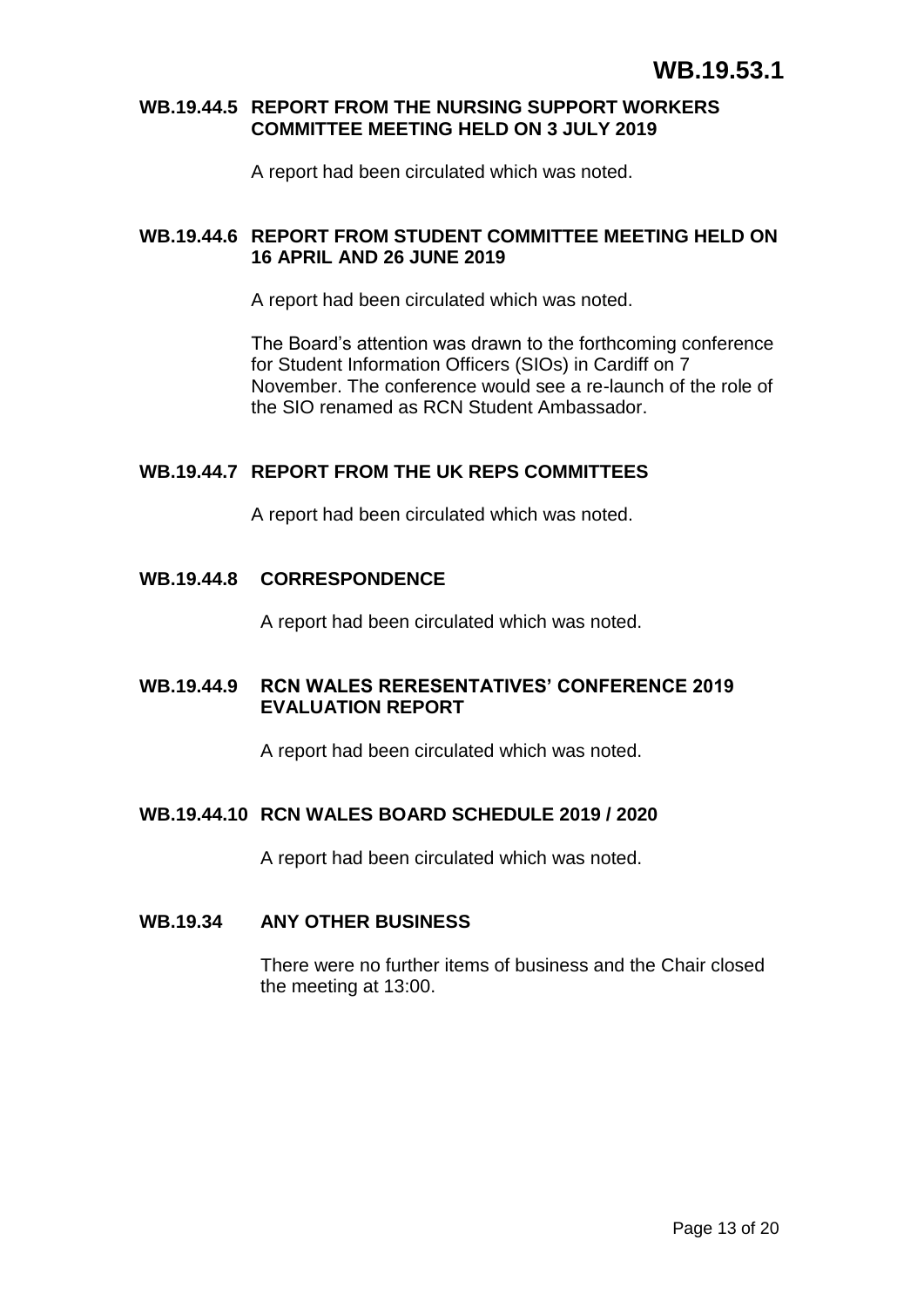## WB.19.44.5 REPORT FROM THE NURSING SUPPORT WORKERS COMMITTEE MEETING HELD ON 3 JULY 2019

A report had been circulated which was noted.

## WB.19.44.6 REPORT FROM STUDENT COMMITTEE MEETING HELD ON 16 APRIL AND 26 JUNE 2019

A report had been circulated which was noted.

The Board's attention was drawn to the forthcoming conference for Student Information Officers (SIOs) in Cardiff on 7 November. The conference would see a re-launch of the role of the SIO renamed as RCN Student Ambassador.

## WB.19.44.7 REPORT FROM THE UK REPS COMMITTEES

A report had been circulated which was noted.

## WB.19.44.8 CORRESPONDENCE

A report had been circulated which was noted.

## WB.19.44.9 RCN WALES RERESENTATIVES' CONFERENCE 2019 EVALUATION REPORT

A report had been circulated which was noted.

## WB.19.44.10 RCN WALES BOARD SCHEDULE 2019 / 2020

A report had been circulated which was noted.

## WB.19.34 ANY OTHER BUSINESS

There were no further items of business and the Chair closed the meeting at 13:00.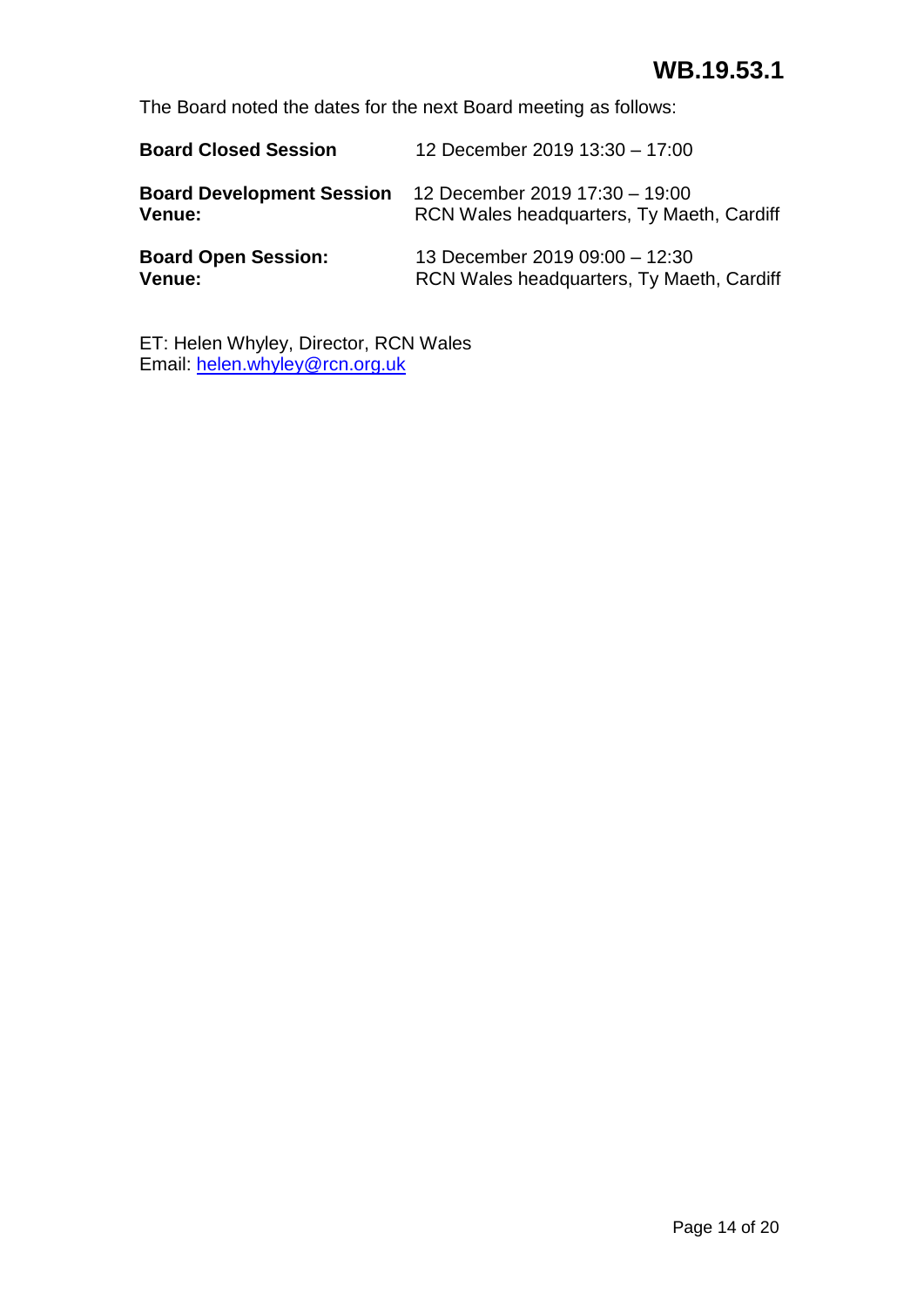# WB.19.53.1

The Board noted the dates for the next Board meeting as follows:

| | |
|---|---|
| **Board Closed Session** | 12 December 2019 13:30 – 17:00 |
| **Board Development Session** | 12 December 2019 17:30 – 19:00 |
| **Venue:** | RCN Wales headquarters, Ty Maeth, Cardiff |
| **Board Open Session:** | 13 December 2019 09:00 – 12:30 |
| **Venue:** | RCN Wales headquarters, Ty Maeth, Cardiff |

ET: Helen Whyley, Director, RCN Wales
Email: helen.whyley@rcn.org.uk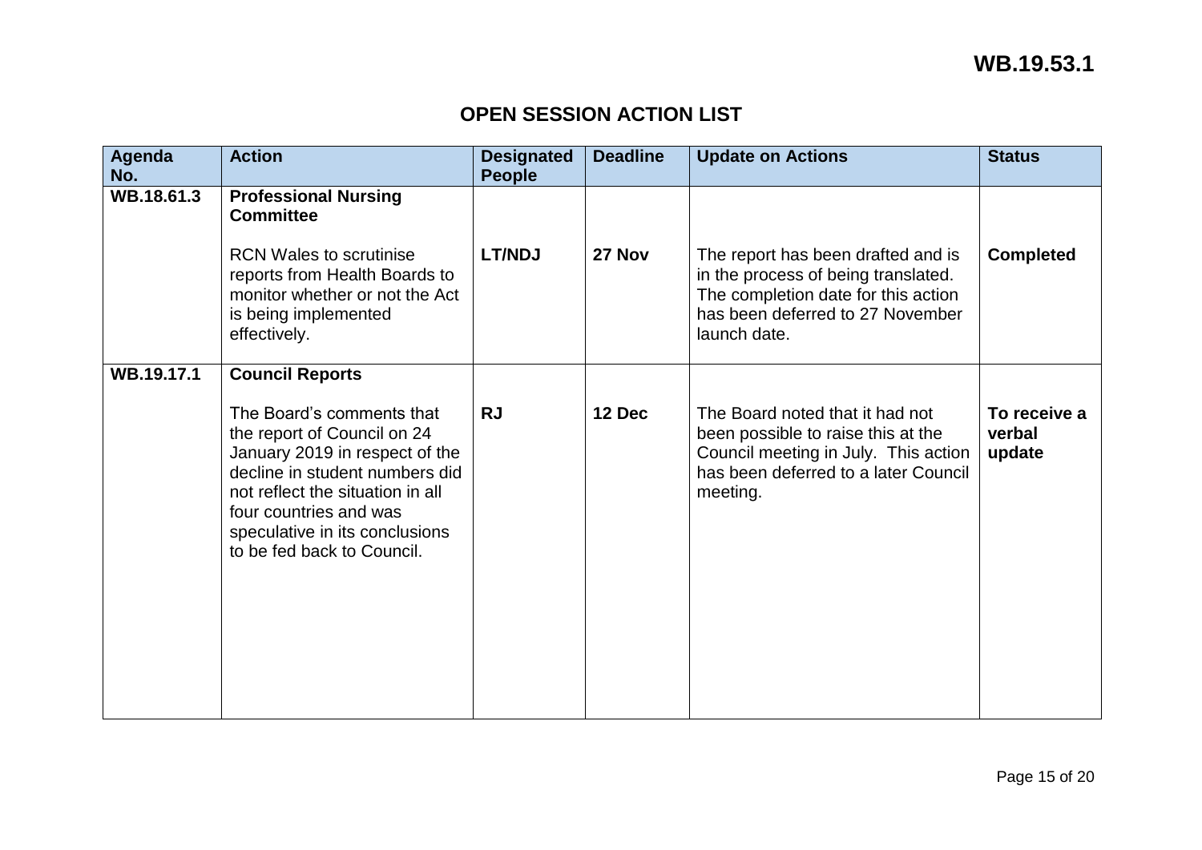**WB.19.53.1**

## OPEN SESSION ACTION LIST

| Agenda No. | Action | Designated People | Deadline | Update on Actions | Status |
|---|---|---|---|---|---|
| WB.18.61.3 | **Professional Nursing Committee**<br><br>RCN Wales to scrutinise reports from Health Boards to monitor whether or not the Act is being implemented effectively. | **LT/NDJ** | **27 Nov** | The report has been drafted and is in the process of being translated. The completion date for this action has been deferred to 27 November launch date. | **Completed** |
| WB.19.17.1 | **Council Reports**<br><br>The Board's comments that the report of Council on 24 January 2019 in respect of the decline in student numbers did not reflect the situation in all four countries and was speculative in its conclusions to be fed back to Council. | **RJ** | **12 Dec** | The Board noted that it had not been possible to raise this at the Council meeting in July. This action has been deferred to a later Council meeting. | **To receive a verbal update** |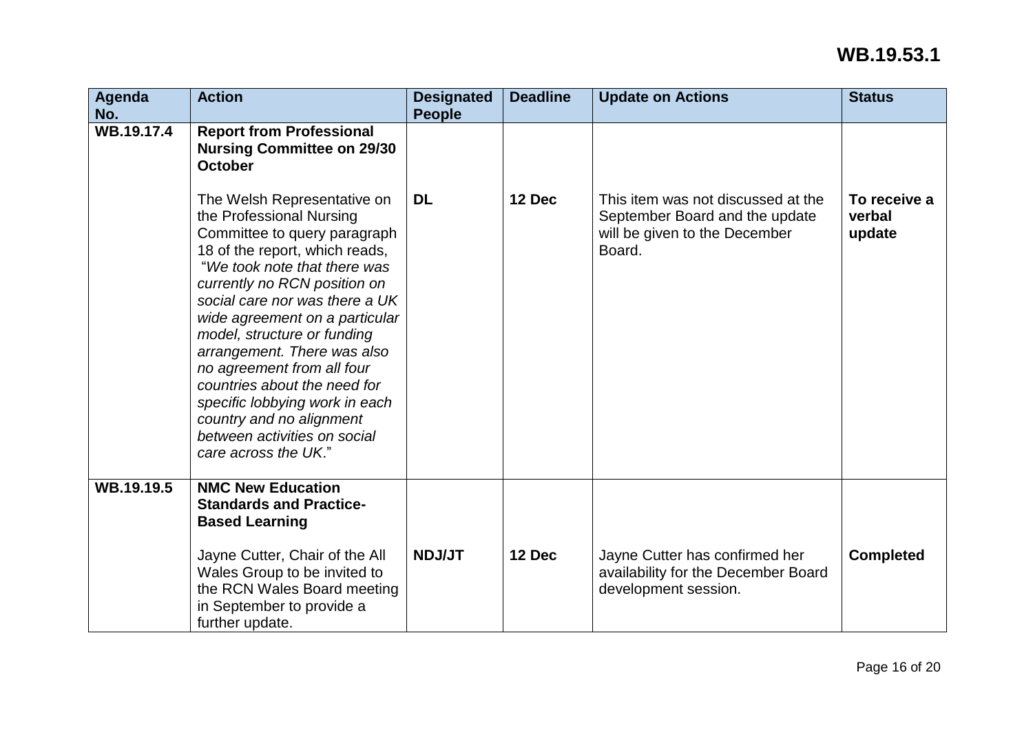**WB.19.53.1**

| Agenda No. | Action | Designated People | Deadline | Update on Actions | Status |
|---|---|---|---|---|---|
| WB.19.17.4 | **Report from Professional Nursing Committee on 29/30 October**<br><br>The Welsh Representative on the Professional Nursing Committee to query paragraph 18 of the report, which reads, "*We took note that there was currently no RCN position on social care nor was there a UK wide agreement on a particular model, structure or funding arrangement. There was also no agreement from all four countries about the need for specific lobbying work in each country and no alignment between activities on social care across the UK*." | **DL** | **12 Dec** | This item was not discussed at the September Board and the update will be given to the December Board. | **To receive a verbal update** |
| WB.19.19.5 | **NMC New Education Standards and Practice-Based Learning**<br><br>Jayne Cutter, Chair of the All Wales Group to be invited to the RCN Wales Board meeting in September to provide a further update. | **NDJ/JT** | **12 Dec** | Jayne Cutter has confirmed her availability for the December Board development session. | **Completed** |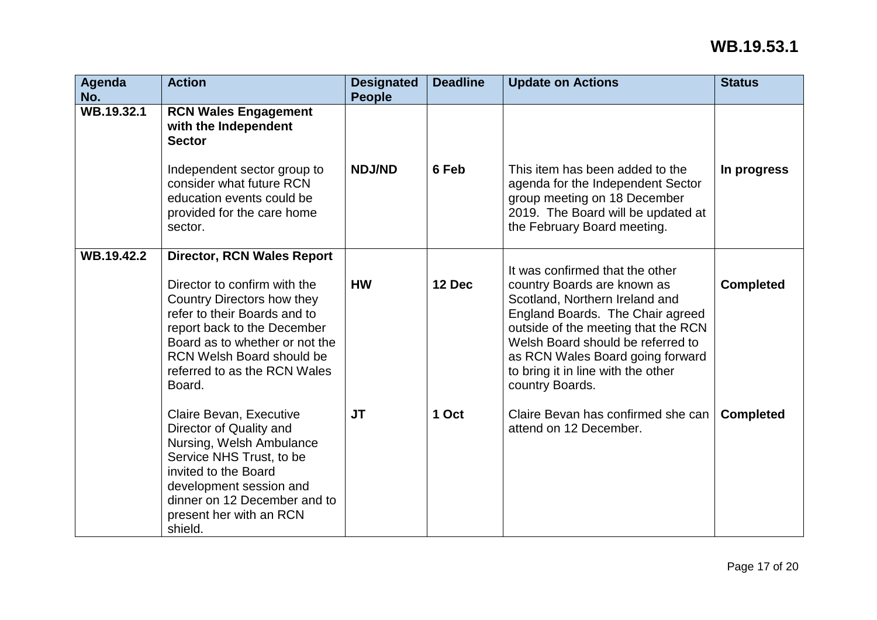# WB.19.53.1

| Agenda No. | Action | Designated People | Deadline | Update on Actions | Status |
|---|---|---|---|---|---|
| WB.19.32.1 | **RCN Wales Engagement with the Independent Sector** | | | | |
| | Independent sector group to consider what future RCN education events could be provided for the care home sector. | **NDJ/ND** | **6 Feb** | This item has been added to the agenda for the Independent Sector group meeting on 18 December 2019. The Board will be updated at the February Board meeting. | **In progress** |
| **WB.19.42.2** | **Director, RCN Wales Report** | | | | |
| | Director to confirm with the Country Directors how they refer to their Boards and to report back to the December Board as to whether or not the RCN Welsh Board should be referred to as the RCN Wales Board. | **HW** | **12 Dec** | It was confirmed that the other country Boards are known as Scotland, Northern Ireland and England Boards. The Chair agreed outside of the meeting that the RCN Welsh Board should be referred to as RCN Wales Board going forward to bring it in line with the other country Boards. | **Completed** |
| | Claire Bevan, Executive Director of Quality and Nursing, Welsh Ambulance Service NHS Trust, to be invited to the Board development session and dinner on 12 December and to present her with an RCN shield. | **JT** | **1 Oct** | Claire Bevan has confirmed she can attend on 12 December. | **Completed** |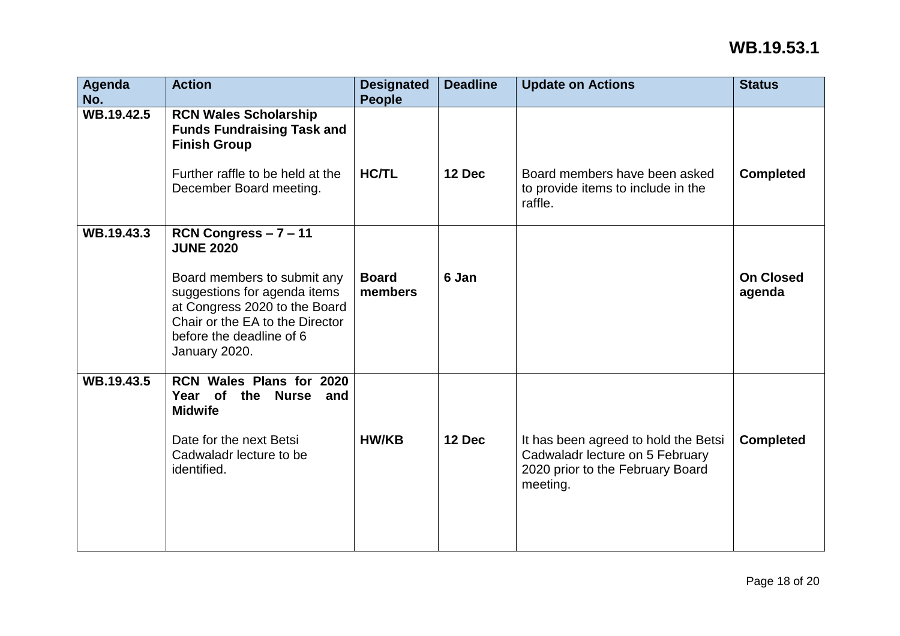**WB.19.53.1**

| Agenda No. | Action | Designated People | Deadline | Update on Actions | Status |
|---|---|---|---|---|---|
| WB.19.42.5 | **RCN Wales Scholarship Funds Fundraising Task and Finish Group**<br><br>Further raffle to be held at the December Board meeting. | **HC/TL** | **12 Dec** | Board members have been asked to provide items to include in the raffle. | **Completed** |
| WB.19.43.3 | **RCN Congress – 7 – 11 JUNE 2020**<br><br>Board members to submit any suggestions for agenda items at Congress 2020 to the Board Chair or the EA to the Director before the deadline of 6 January 2020. | **Board members** | **6 Jan** | | **On Closed agenda** |
| WB.19.43.5 | **RCN Wales Plans for 2020 Year of the Nurse and Midwife**<br><br>Date for the next Betsi Cadwaladr lecture to be identified. | **HW/KB** | **12 Dec** | It has been agreed to hold the Betsi Cadwaladr lecture on 5 February 2020 prior to the February Board meeting. | **Completed** |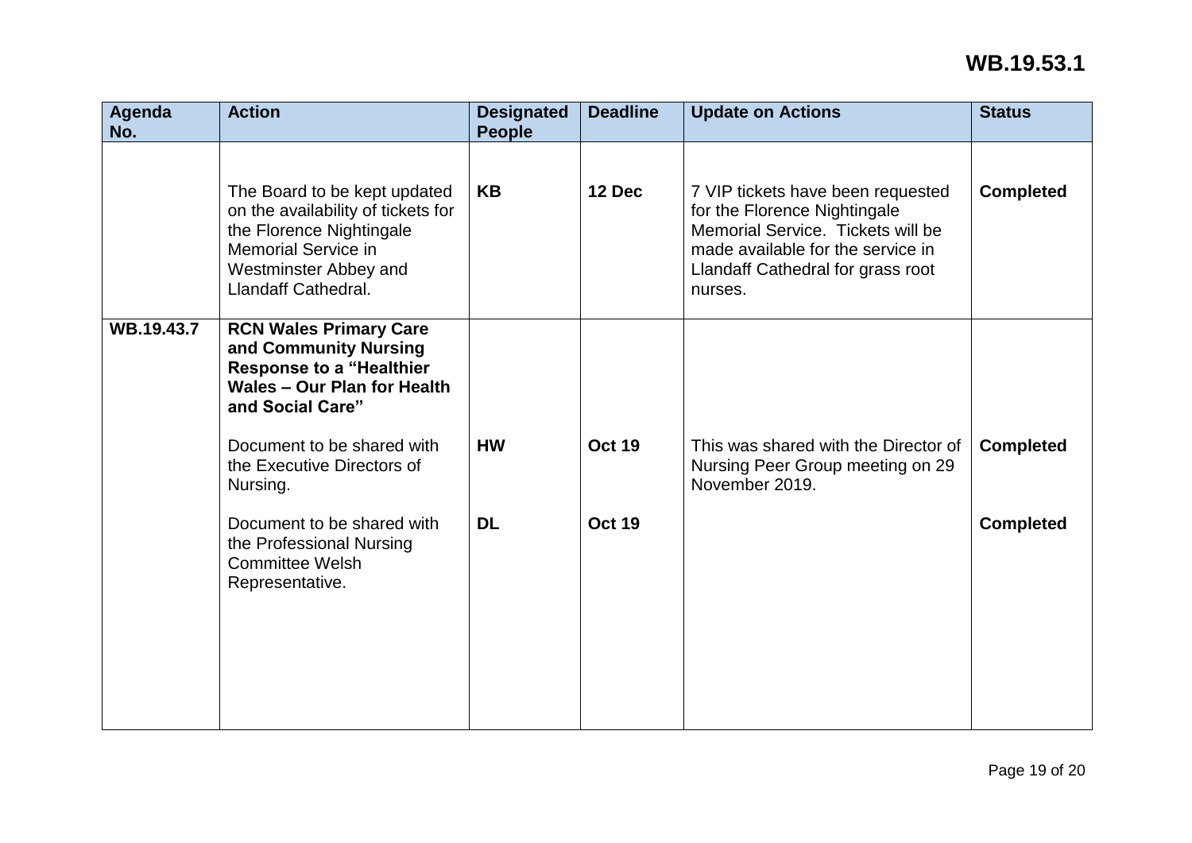| Agenda No. | Action | Designated People | Deadline | Update on Actions | Status |
|---|---|---|---|---|---|
| | The Board to be kept updated on the availability of tickets for the Florence Nightingale Memorial Service in Westminster Abbey and Llandaff Cathedral. | **KB** | **12 Dec** | 7 VIP tickets have been requested for the Florence Nightingale Memorial Service. Tickets will be made available for the service in Llandaff Cathedral for grass root nurses. | **Completed** |
| **WB.19.43.7** | **RCN Wales Primary Care and Community Nursing Response to a "Healthier Wales – Our Plan for Health and Social Care"** | | | | |
| | Document to be shared with the Executive Directors of Nursing. | **HW** | **Oct 19** | This was shared with the Director of Nursing Peer Group meeting on 29 November 2019. | **Completed** |
| | Document to be shared with the Professional Nursing Committee Welsh Representative. | **DL** | **Oct 19** | | **Completed** |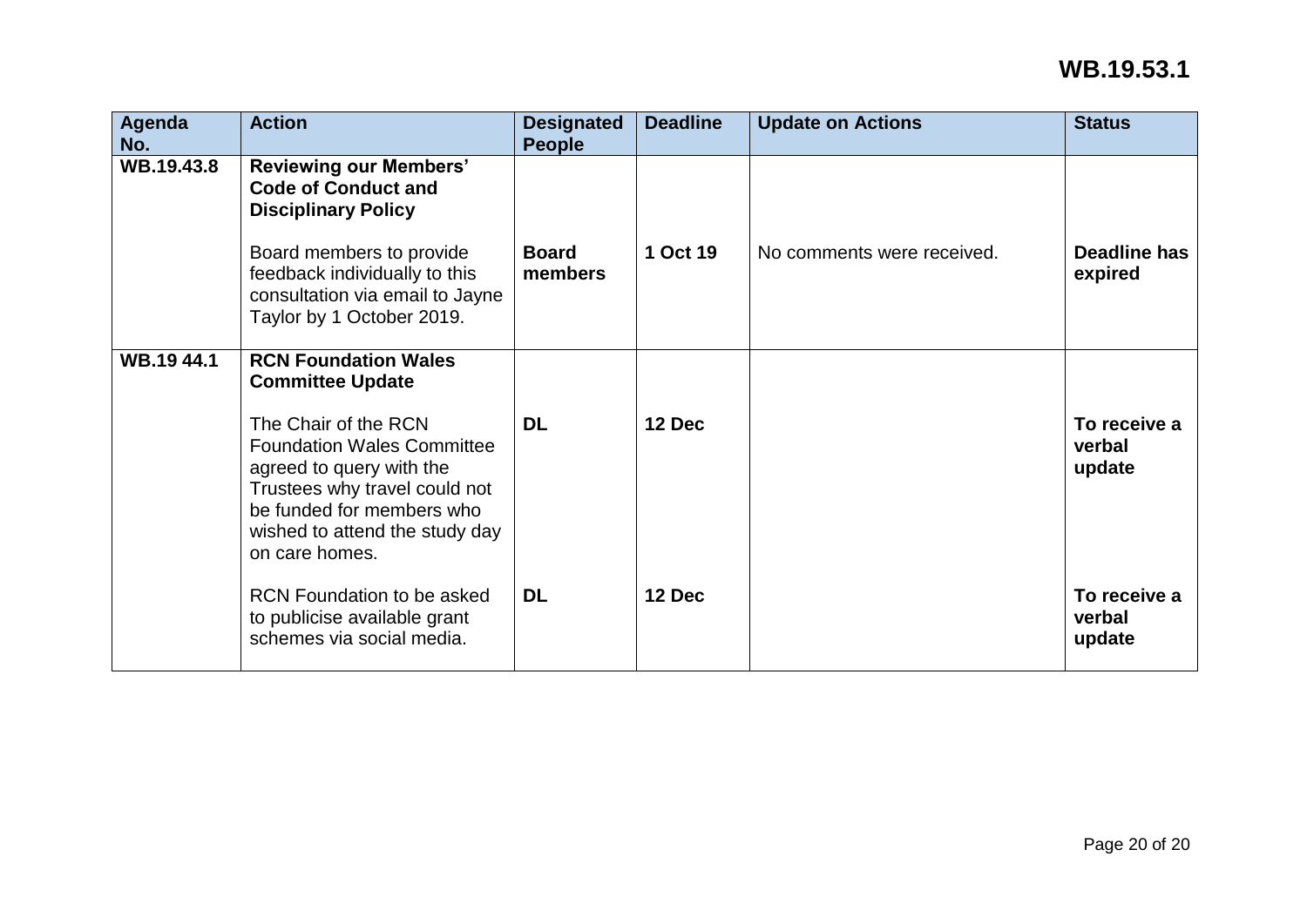**WB.19.53.1**

| Agenda No. | Action | Designated People | Deadline | Update on Actions | Status |
|---|---|---|---|---|---|
| WB.19.43.8 | **Reviewing our Members' Code of Conduct and Disciplinary Policy** | | | | |
| | Board members to provide feedback individually to this consultation via email to Jayne Taylor by 1 October 2019. | **Board members** | **1 Oct 19** | No comments were received. | **Deadline has expired** |
| WB.19 44.1 | **RCN Foundation Wales Committee Update** | | | | |
| | The Chair of the RCN Foundation Wales Committee agreed to query with the Trustees why travel could not be funded for members who wished to attend the study day on care homes. | **DL** | **12 Dec** | | **To receive a verbal update** |
| | RCN Foundation to be asked to publicise available grant schemes via social media. | **DL** | **12 Dec** | | **To receive a verbal update** |